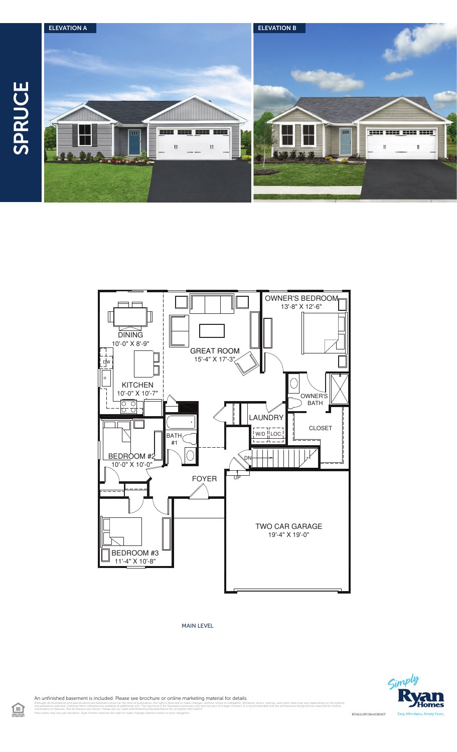# SPRUCE

ELEVATION A

ELEVATION B

OWNER'S BEDROOM
13'-8" X 12'-6"

DINING
10'-0" X 8'-9"

GREAT ROOM
15'-4" X 17'-3"

DW

KITCHEN
10'-0" X 10'-7"

OWNER'S BATH

LAUNDRY

CLOSET

BATH #1

W/D

LOC

BEDROOM #2
10'-0" X 10'-0"

DN

FOYER

UP

TWO CAR GARAGE
19'-4" X 19'-0"

BEDROOM #3
11'-4" X 10'-8"

MAIN LEVEL

An unfinished basement is included. Please see brochure or online marketing material for details.

Although all illustrations and specifications are believed correct at the time of publication, the right is reserved to make changes, without notice or obligation. Windows, doors, ceilings, and room sizes may vary depending on the options and elevations selected. Optional items indicated are available at additional cost. This brochure is for illustrative purposes only and not part of a legal contract. It is recommended that the architectural blueprints be reviewed for further clarification of features. Not all features are shown. Please ask our Sales and Marketing Representative for complete information. Floor plans may vary per elevation. Ryan Homes reserves the right to make changes without notice or prior obligation.

RY0621SPC00v01BSMT

Simply Ryan Homes

Easy. Affordable. Simply Yours.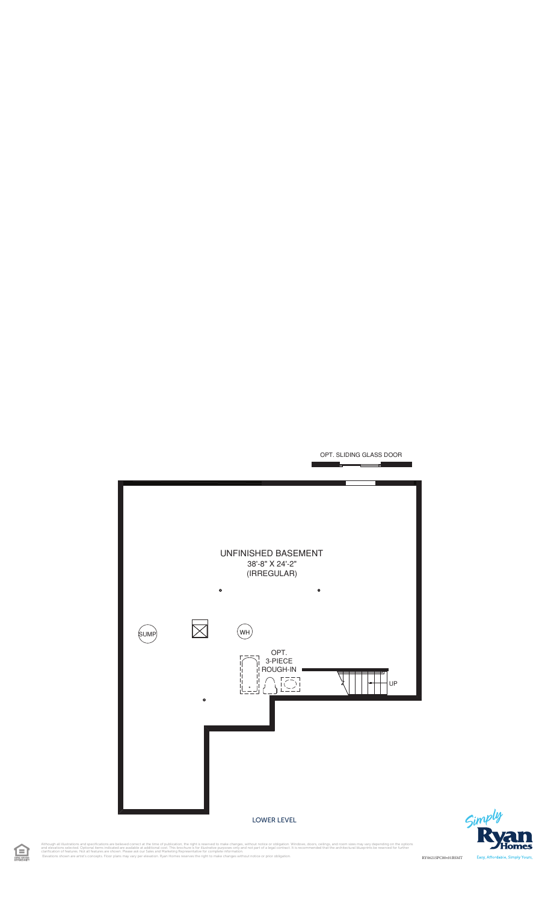OPT. SLIDING GLASS DOOR

UNFINISHED BASEMENT
38'-8" X 24'-2"
(IRREGULAR)

SUMP

WH

OPT.
3-PIECE
ROUGH-IN

UP

LOWER LEVEL

Although all illustrations and specifications are believed correct at the time of publication, the right is reserved to make changes, without notice or obligation. Windows, doors, ceilings, and room sizes may vary depending on the options and elevations selected. Optional items indicated are available at additional cost. This brochure is for illustrative purposes only and not part of a legal contract. It is recommended that the architectural blueprints be reviewed for further clarification of features. Not all features are shown. Please ask our Sales and Marketing Representative for complete information.
Elevations shown are artist's concepts. Floor plans may vary per elevation. Ryan Homes reserves the right to make changes without notice or prior obligation.

RY0621SPC00v01BSMT

Simply Ryan Homes
Easy. Affordable. Simply Yours.